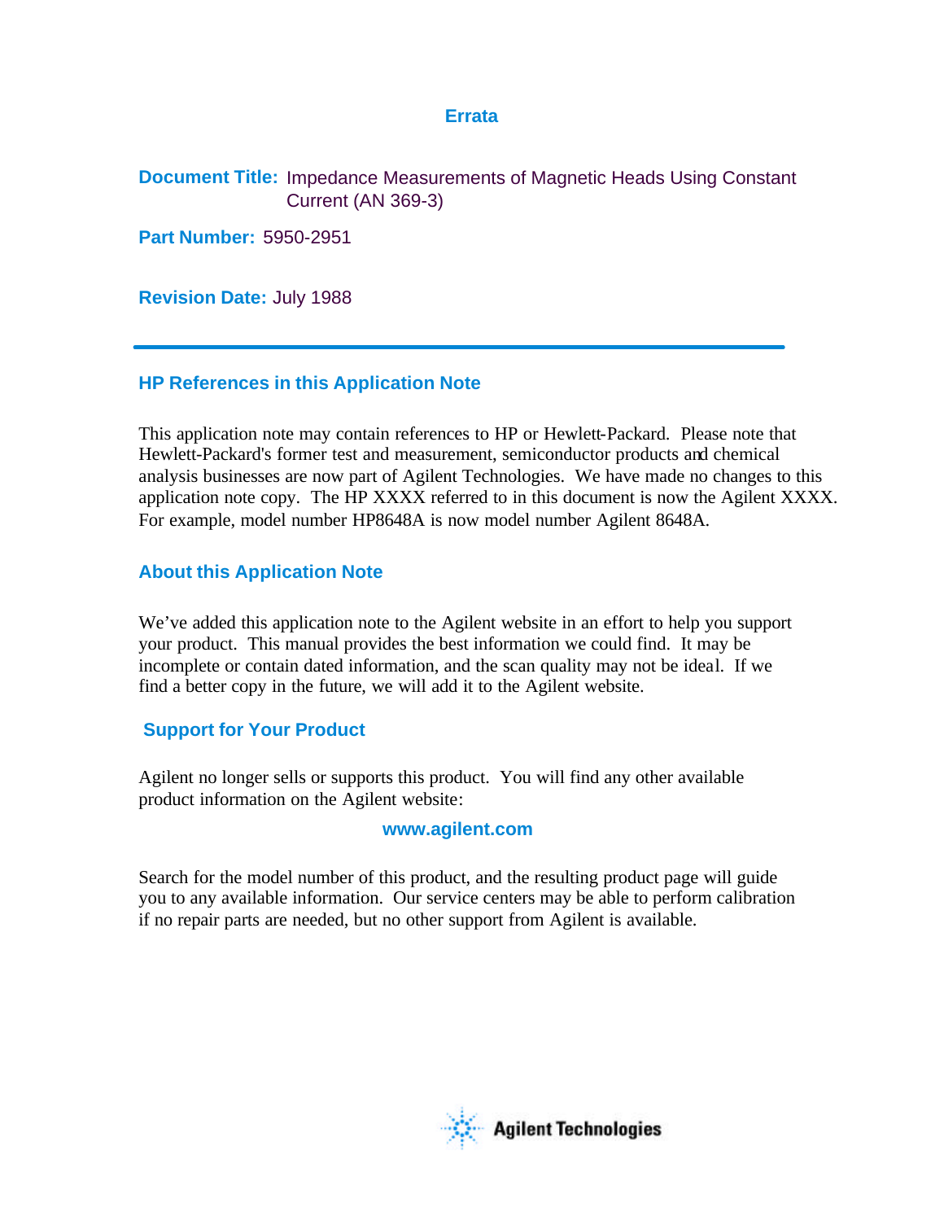# Errata

**Document Title:** Impedance Measurements of Magnetic Heads Using Constant Current (AN 369-3)

**Part Number:** 5950-2951

**Revision Date:** July 1988

---

## HP References in this Application Note

This application note may contain references to HP or Hewlett-Packard. Please note that Hewlett-Packard's former test and measurement, semiconductor products and chemical analysis businesses are now part of Agilent Technologies. We have made no changes to this application note copy. The HP XXXX referred to in this document is now the Agilent XXXX. For example, model number HP8648A is now model number Agilent 8648A.

## About this Application Note

We've added this application note to the Agilent website in an effort to help you support your product. This manual provides the best information we could find. It may be incomplete or contain dated information, and the scan quality may not be ideal. If we find a better copy in the future, we will add it to the Agilent website.

## Support for Your Product

Agilent no longer sells or supports this product. You will find any other available product information on the Agilent website:

**www.agilent.com**

Search for the model number of this product, and the resulting product page will guide you to any available information. Our service centers may be able to perform calibration if no repair parts are needed, but no other support from Agilent is available.

Agilent Technologies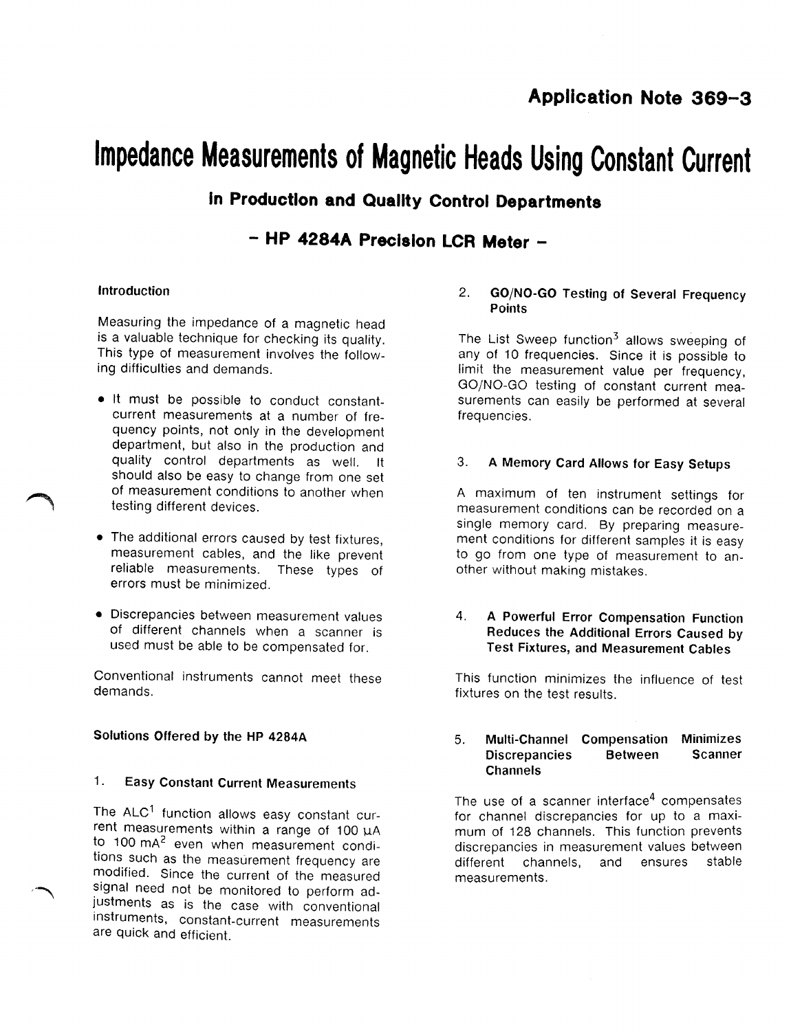**Application Note 369-3**

# Impedance Measurements of Magnetic Heads Using Constant Current

## In Production and Quality Control Departments

## – HP 4284A Precision LCR Meter –

### Introduction

Measuring the impedance of a magnetic head is a valuable technique for checking its quality. This type of measurement involves the following difficulties and demands.

- It must be possible to conduct constant-current measurements at a number of frequency points, not only in the development department, but also in the production and quality control departments as well. It should also be easy to change from one set of measurement conditions to another when testing different devices.
- The additional errors caused by test fixtures, measurement cables, and the like prevent reliable measurements. These types of errors must be minimized.
- Discrepancies between measurement values of different channels when a scanner is used must be able to be compensated for.

Conventional instruments cannot meet these demands.

### Solutions Offered by the HP 4284A

#### 1. Easy Constant Current Measurements

The ALC[1] function allows easy constant current measurements within a range of 100 μA to 100 mA[2] even when measurement conditions such as the measurement frequency are modified. Since the current of the measured signal need not be monitored to perform adjustments as is the case with conventional instruments, constant-current measurements are quick and efficient.

#### 2. GO/NO-GO Testing of Several Frequency Points

The List Sweep function[3] allows sweeping of any of 10 frequencies. Since it is possible to limit the measurement value per frequency, GO/NO-GO testing of constant current measurements can easily be performed at several frequencies.

#### 3. A Memory Card Allows for Easy Setups

A maximum of ten instrument settings for measurement conditions can be recorded on a single memory card. By preparing measurement conditions for different samples it is easy to go from one type of measurement to another without making mistakes.

#### 4. A Powerful Error Compensation Function Reduces the Additional Errors Caused by Test Fixtures, and Measurement Cables

This function minimizes the influence of test fixtures on the test results.

#### 5. Multi-Channel Compensation Minimizes Discrepancies Between Scanner Channels

The use of a scanner interface[4] compensates for channel discrepancies for up to a maximum of 128 channels. This function prevents discrepancies in measurement values between different channels, and ensures stable measurements.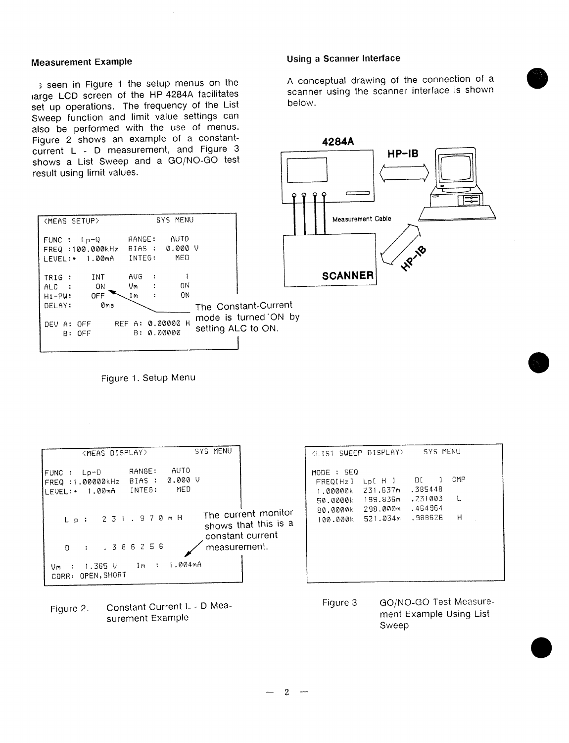## Measurement Example

As seen in Figure 1 the setup menus on the large LCD screen of the HP 4284A facilitates set up operations. The frequency of the List Sweep function and limit value settings can also be performed with the use of menus. Figure 2 shows an example of a constant-current L - D measurement, and Figure 3 shows a List Sweep and a GO/NO-GO test result using limit values.

```
<MEAS SETUP>                 SYS MENU

FUNC : Lp-Q          RANGE:    AUTO
FREQ :100.000kHz     BIAS :   0.000 V
LEVEL:*  1.00mA      INTEG:     MED

TRIG :     INT       AVG  :       1
ALC  :      ON       Vm   :      ON
Hi-PW:     OFF       Im   :      ON
DELAY:      0ms

DEV A: OFF        REF A: 0.00000 H
    B: OFF            B: 0.00000
```

The Constant-Current mode is turned ON by setting ALC to ON.

Figure 1. Setup Menu

```
<MEAS DISPLAY>               SYS MENU

FUNC : Lp-D          RANGE:    AUTO
FREQ :1.00000kHz     BIAS :   0.000 V
LEVEL:*  1.00mA      INTEG:     MED

   L p :   2 3 1 . 9 7 0 m H

   D   :   . 3 8 6 2 5 6

Vm  :  1.365 V    Im  :  1.004mA
CORR: OPEN,SHORT
```

The current monitor shows that this is a constant current measurement.

Figure 2. Constant Current L - D Measurement Example

## Using a Scanner Interface

A conceptual drawing of the connection of a scanner using the scanner interface is shown below.

4284A — HP-IB — Measurement Cable — SCANNER — HP-IB

```
<LIST SWEEP DISPLAY>      SYS MENU

MODE : SEQ
 FREQ[Hz]   Lp[ H ]     D[    ]   CMP
 1.00000k   231.637m   .385448
 50.0000k   199.836m   .231003     L
 80.0000k   298.000m   .464964
 100.000k   521.034m   .988626     H
```

Figure 3 GO/NO-GO Test Measurement Example Using List Sweep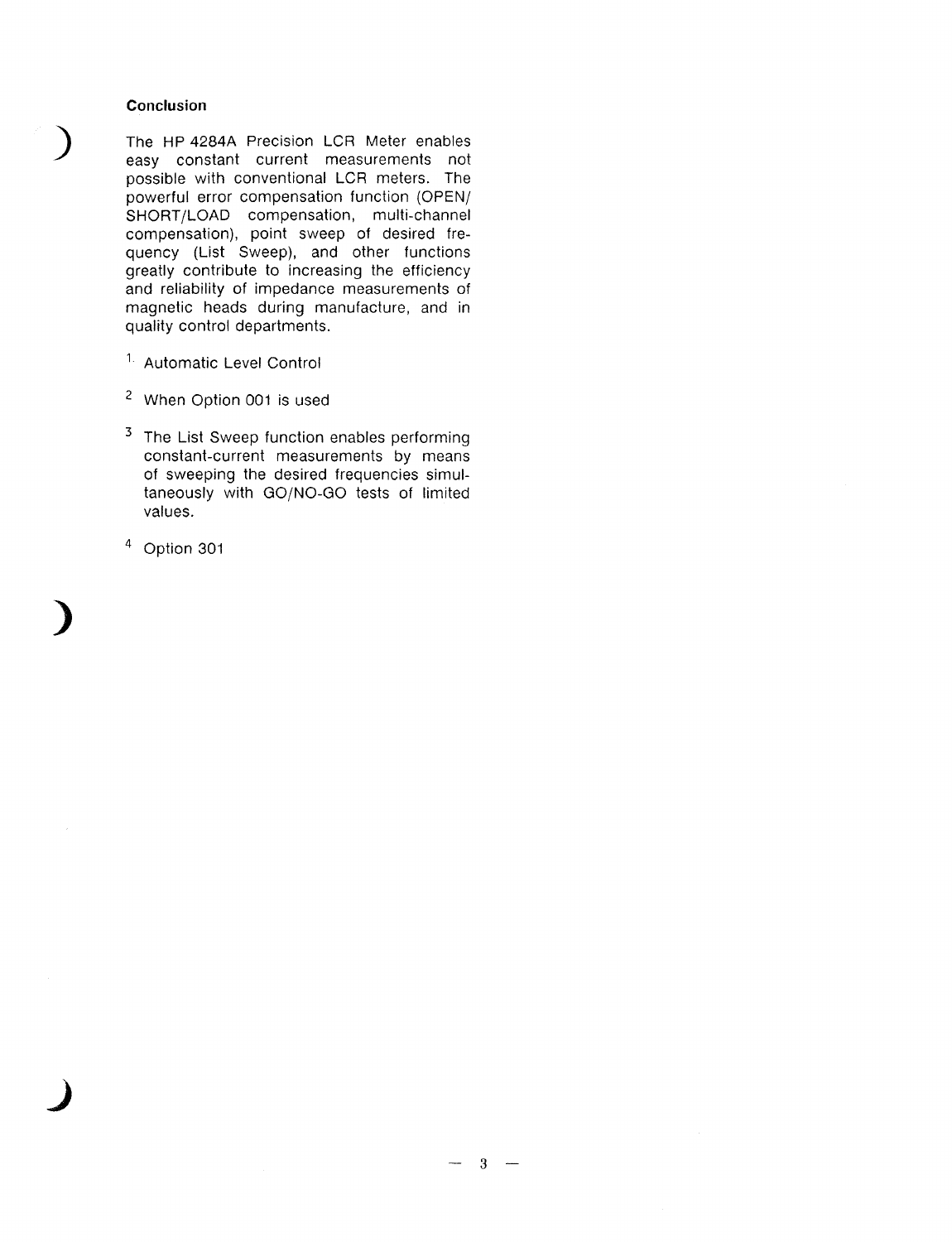### Conclusion

The HP 4284A Precision LCR Meter enables easy constant current measurements not possible with conventional LCR meters. The powerful error compensation function (OPEN/SHORT/LOAD compensation, multi-channel compensation), point sweep of desired frequency (List Sweep), and other functions greatly contribute to increasing the efficiency and reliability of impedance measurements of magnetic heads during manufacture, and in quality control departments.

[1] Automatic Level Control

[2] When Option 001 is used

[3] The List Sweep function enables performing constant-current measurements by means of sweeping the desired frequencies simultaneously with GO/NO-GO tests of limited values.

[4] Option 301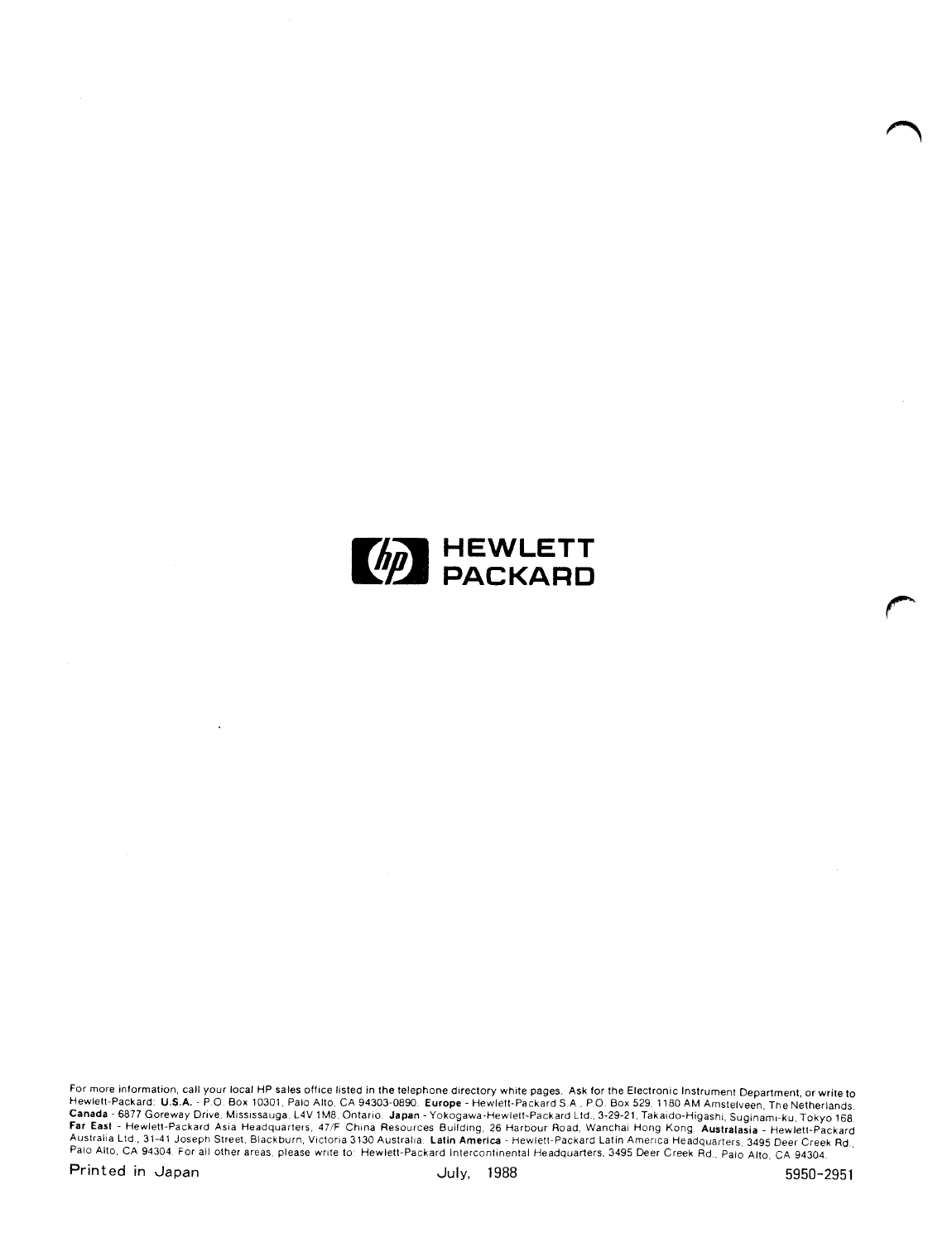HEWLETT PACKARD

For more information, call your local HP sales office listed in the telephone directory white pages. Ask for the Electronic Instrument Department, or write to Hewlett-Packard: **U.S.A.** - P.O. Box 10301, Palo Alto, CA 94303-0890. **Europe** - Hewlett-Packard S.A., P.O. Box 529, 1180 AM Amstelveen, The Netherlands. **Canada** - 6877 Goreway Drive, Mississauga, L4V 1M8, Ontario. **Japan** - Yokogawa-Hewlett-Packard Ltd., 3-29-21, Takaido-Higashi, Suginami-ku, Tokyo 168. **Far East** - Hewlett-Packard Asia Headquarters, 47/F China Resources Building, 26 Harbour Road, Wanchai Hong Kong. **Australasia** - Hewlett-Packard Australia Ltd., 31-41 Joseph Street, Blackburn, Victoria 3130 Australia. **Latin America** - Hewlett-Packard Latin America Headquarters, 3495 Deer Creek Rd., Palo Alto, CA 94304. For all other areas, please write to: Hewlett-Packard Intercontinental Headquarters, 3495 Deer Creek Rd., Palo Alto, CA 94304.

Printed in Japan July, 1988 5950-2951